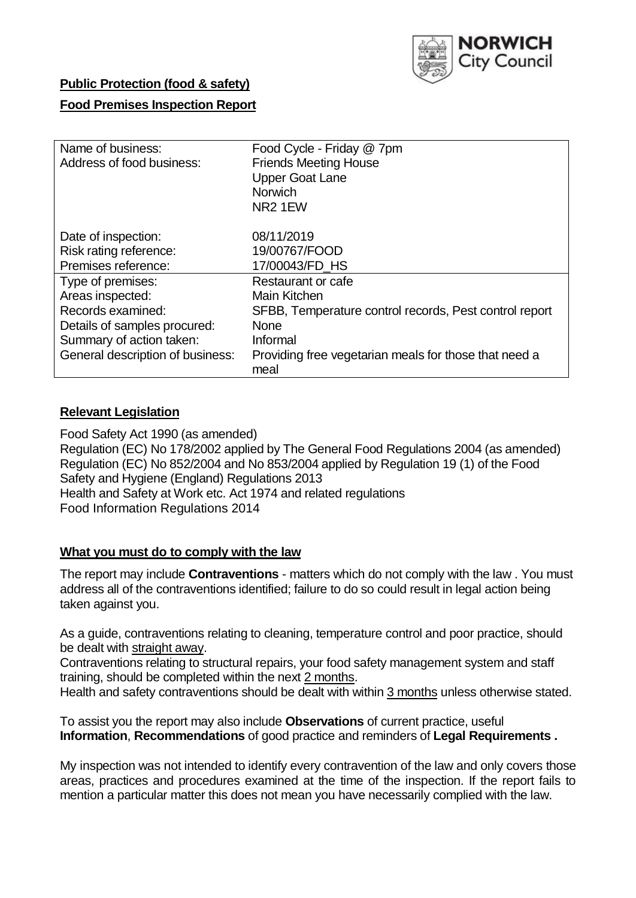**Public Protection (food & safety)**

**Food Premises Inspection Report**

| | |
|---|---|
| Name of business: | Food Cycle - Friday @ 7pm |
| Address of food business: | Friends Meeting House<br>Upper Goat Lane<br>Norwich<br>NR2 1EW |
| Date of inspection: | 08/11/2019 |
| Risk rating reference: | 19/00767/FOOD |
| Premises reference: | 17/00043/FD_HS |
| Type of premises: | Restaurant or cafe |
| Areas inspected: | Main Kitchen |
| Records examined: | SFBB, Temperature control records, Pest control report |
| Details of samples procured: | None |
| Summary of action taken: | Informal |
| General description of business: | Providing free vegetarian meals for those that need a meal |

## Relevant Legislation

Food Safety Act 1990 (as amended)
Regulation (EC) No 178/2002 applied by The General Food Regulations 2004 (as amended)
Regulation (EC) No 852/2004 and No 853/2004 applied by Regulation 19 (1) of the Food Safety and Hygiene (England) Regulations 2013
Health and Safety at Work etc. Act 1974 and related regulations
Food Information Regulations 2014

## What you must do to comply with the law

The report may include **Contraventions** - matters which do not comply with the law . You must address all of the contraventions identified; failure to do so could result in legal action being taken against you.

As a guide, contraventions relating to cleaning, temperature control and poor practice, should be dealt with straight away.

Contraventions relating to structural repairs, your food safety management system and staff training, should be completed within the next 2 months.

Health and safety contraventions should be dealt with within 3 months unless otherwise stated.

To assist you the report may also include **Observations** of current practice, useful **Information**, **Recommendations** of good practice and reminders of **Legal Requirements .**

My inspection was not intended to identify every contravention of the law and only covers those areas, practices and procedures examined at the time of the inspection. If the report fails to mention a particular matter this does not mean you have necessarily complied with the law.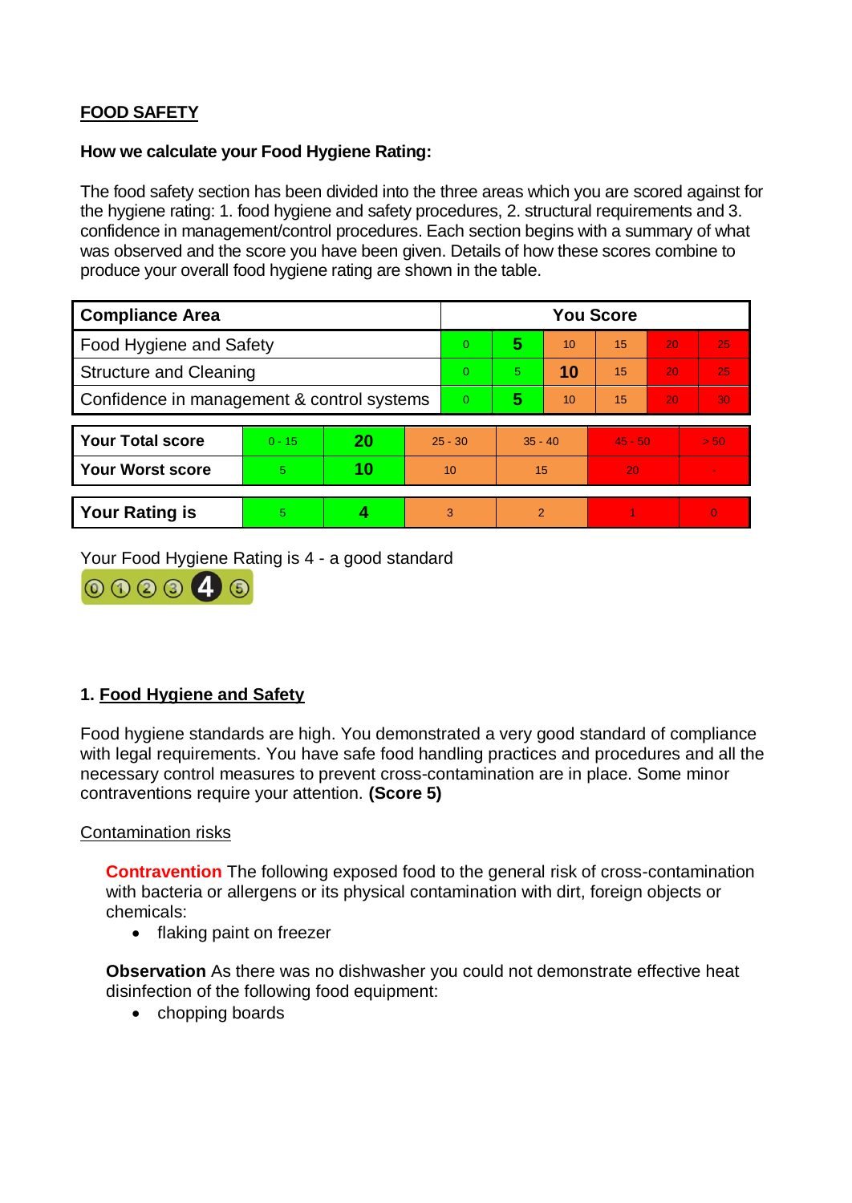**FOOD SAFETY**

**How we calculate your Food Hygiene Rating:**

The food safety section has been divided into the three areas which you are scored against for the hygiene rating: 1. food hygiene and safety procedures, 2. structural requirements and 3. confidence in management/control procedures. Each section begins with a summary of what was observed and the score you have been given. Details of how these scores combine to produce your overall food hygiene rating are shown in the table.

| Compliance Area | You Score | | | | | |
|---|---|---|---|---|---|---|
| Food Hygiene and Safety | 0 | **5** | 10 | 15 | 20 | 25 |
| Structure and Cleaning | 0 | 5 | **10** | 15 | 20 | 25 |
| Confidence in management & control systems | 0 | **5** | 10 | 15 | 20 | 30 |

| | | | | | | |
|---|---|---|---|---|---|---|
| **Your Total score** | 0 - 15 | **20** | 25 - 30 | 35 - 40 | 45 - 50 | > 50 |
| **Your Worst score** | 5 | **10** | 10 | 15 | 20 | - |
| **Your Rating is** | 5 | **4** | 3 | 2 | 1 | 0 |

Your Food Hygiene Rating is 4 - a good standard

## 1. Food Hygiene and Safety

Food hygiene standards are high. You demonstrated a very good standard of compliance with legal requirements. You have safe food handling practices and procedures and all the necessary control measures to prevent cross-contamination are in place. Some minor contraventions require your attention. **(Score 5)**

### Contamination risks

**Contravention** The following exposed food to the general risk of cross-contamination with bacteria or allergens or its physical contamination with dirt, foreign objects or chemicals:

- flaking paint on freezer

**Observation** As there was no dishwasher you could not demonstrate effective heat disinfection of the following food equipment:

- chopping boards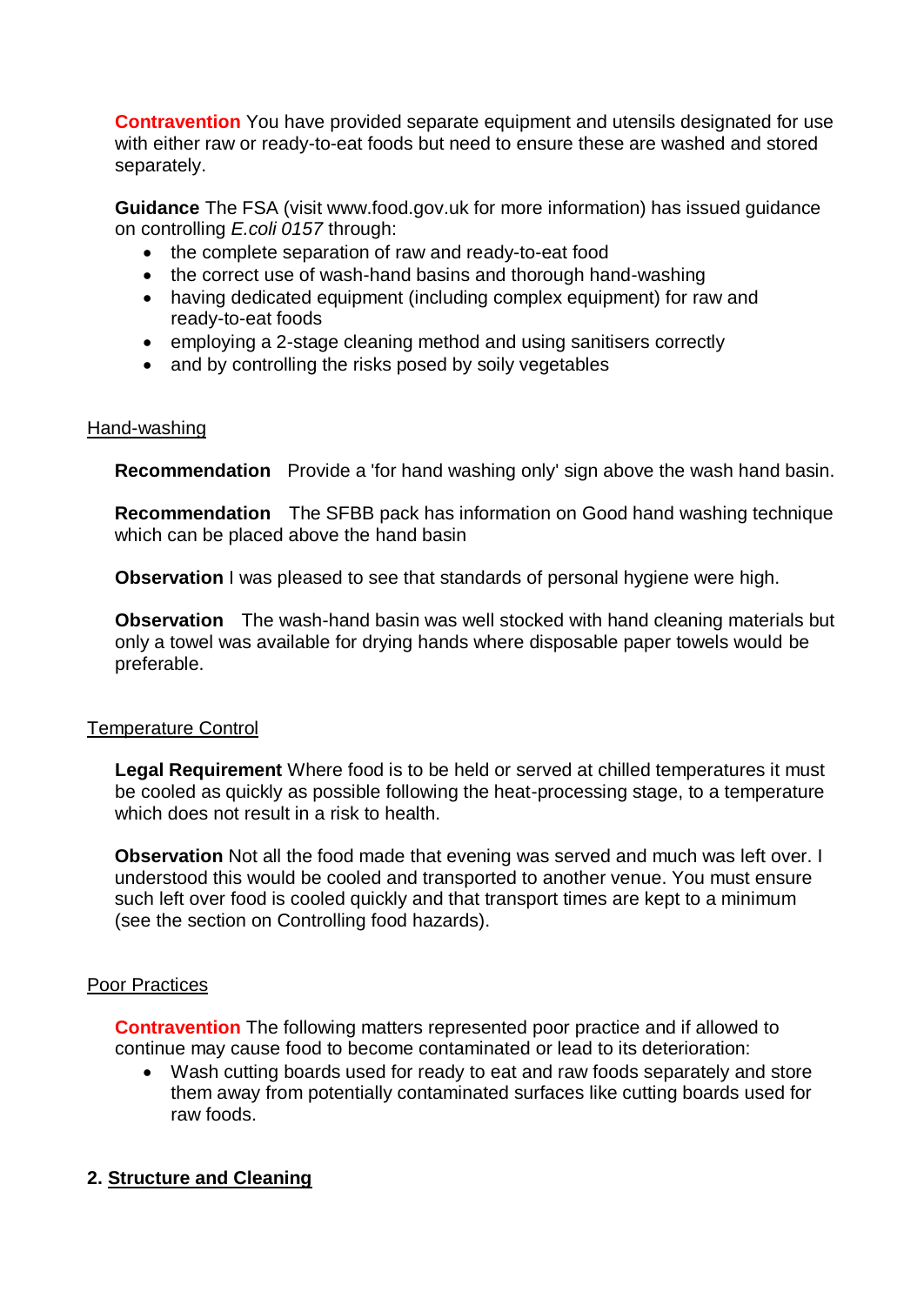**Contravention** You have provided separate equipment and utensils designated for use with either raw or ready-to-eat foods but need to ensure these are washed and stored separately.

**Guidance** The FSA (visit www.food.gov.uk for more information) has issued guidance on controlling *E.coli 0157* through:

- the complete separation of raw and ready-to-eat food
- the correct use of wash-hand basins and thorough hand-washing
- having dedicated equipment (including complex equipment) for raw and ready-to-eat foods
- employing a 2-stage cleaning method and using sanitisers correctly
- and by controlling the risks posed by soily vegetables

Hand-washing

**Recommendation** Provide a 'for hand washing only' sign above the wash hand basin.

**Recommendation** The SFBB pack has information on Good hand washing technique which can be placed above the hand basin

**Observation** I was pleased to see that standards of personal hygiene were high.

**Observation** The wash-hand basin was well stocked with hand cleaning materials but only a towel was available for drying hands where disposable paper towels would be preferable.

Temperature Control

**Legal Requirement** Where food is to be held or served at chilled temperatures it must be cooled as quickly as possible following the heat-processing stage, to a temperature which does not result in a risk to health.

**Observation** Not all the food made that evening was served and much was left over. I understood this would be cooled and transported to another venue. You must ensure such left over food is cooled quickly and that transport times are kept to a minimum (see the section on Controlling food hazards).

Poor Practices

**Contravention** The following matters represented poor practice and if allowed to continue may cause food to become contaminated or lead to its deterioration:

- Wash cutting boards used for ready to eat and raw foods separately and store them away from potentially contaminated surfaces like cutting boards used for raw foods.

## 2. Structure and Cleaning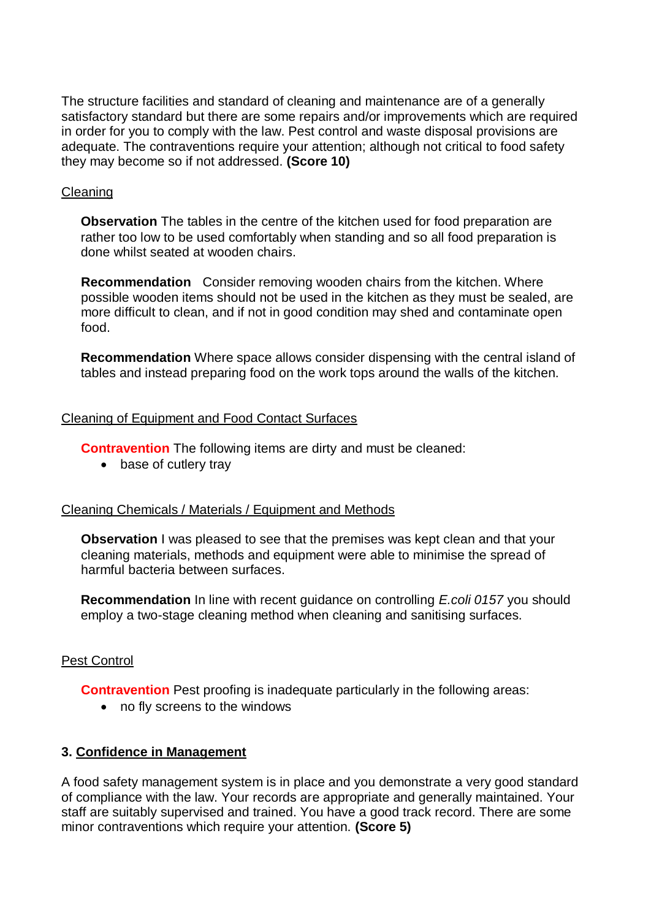The structure facilities and standard of cleaning and maintenance are of a generally satisfactory standard but there are some repairs and/or improvements which are required in order for you to comply with the law. Pest control and waste disposal provisions are adequate. The contraventions require your attention; although not critical to food safety they may become so if not addressed. **(Score 10)**

Cleaning

**Observation** The tables in the centre of the kitchen used for food preparation are rather too low to be used comfortably when standing and so all food preparation is done whilst seated at wooden chairs.

**Recommendation** Consider removing wooden chairs from the kitchen. Where possible wooden items should not be used in the kitchen as they must be sealed, are more difficult to clean, and if not in good condition may shed and contaminate open food.

**Recommendation** Where space allows consider dispensing with the central island of tables and instead preparing food on the work tops around the walls of the kitchen.

Cleaning of Equipment and Food Contact Surfaces

**Contravention** The following items are dirty and must be cleaned:

- base of cutlery tray

Cleaning Chemicals / Materials / Equipment and Methods

**Observation** I was pleased to see that the premises was kept clean and that your cleaning materials, methods and equipment were able to minimise the spread of harmful bacteria between surfaces.

**Recommendation** In line with recent guidance on controlling *E.coli 0157* you should employ a two-stage cleaning method when cleaning and sanitising surfaces.

Pest Control

**Contravention** Pest proofing is inadequate particularly in the following areas:

- no fly screens to the windows

### 3. Confidence in Management

A food safety management system is in place and you demonstrate a very good standard of compliance with the law. Your records are appropriate and generally maintained. Your staff are suitably supervised and trained. You have a good track record. There are some minor contraventions which require your attention. **(Score 5)**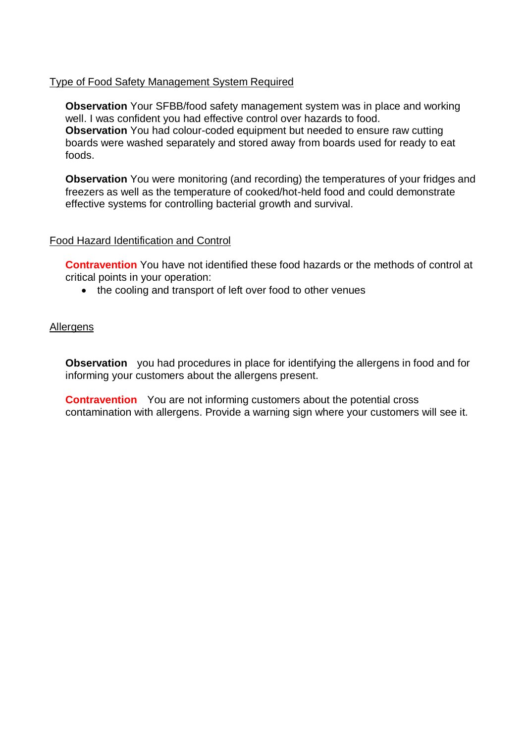Type of Food Safety Management System Required

**Observation** Your SFBB/food safety management system was in place and working well. I was confident you had effective control over hazards to food.
**Observation** You had colour-coded equipment but needed to ensure raw cutting boards were washed separately and stored away from boards used for ready to eat foods.

**Observation** You were monitoring (and recording) the temperatures of your fridges and freezers as well as the temperature of cooked/hot-held food and could demonstrate effective systems for controlling bacterial growth and survival.

Food Hazard Identification and Control

**Contravention** You have not identified these food hazards or the methods of control at critical points in your operation:

- the cooling and transport of left over food to other venues

Allergens

**Observation** you had procedures in place for identifying the allergens in food and for informing your customers about the allergens present.

**Contravention** You are not informing customers about the potential cross contamination with allergens. Provide a warning sign where your customers will see it.